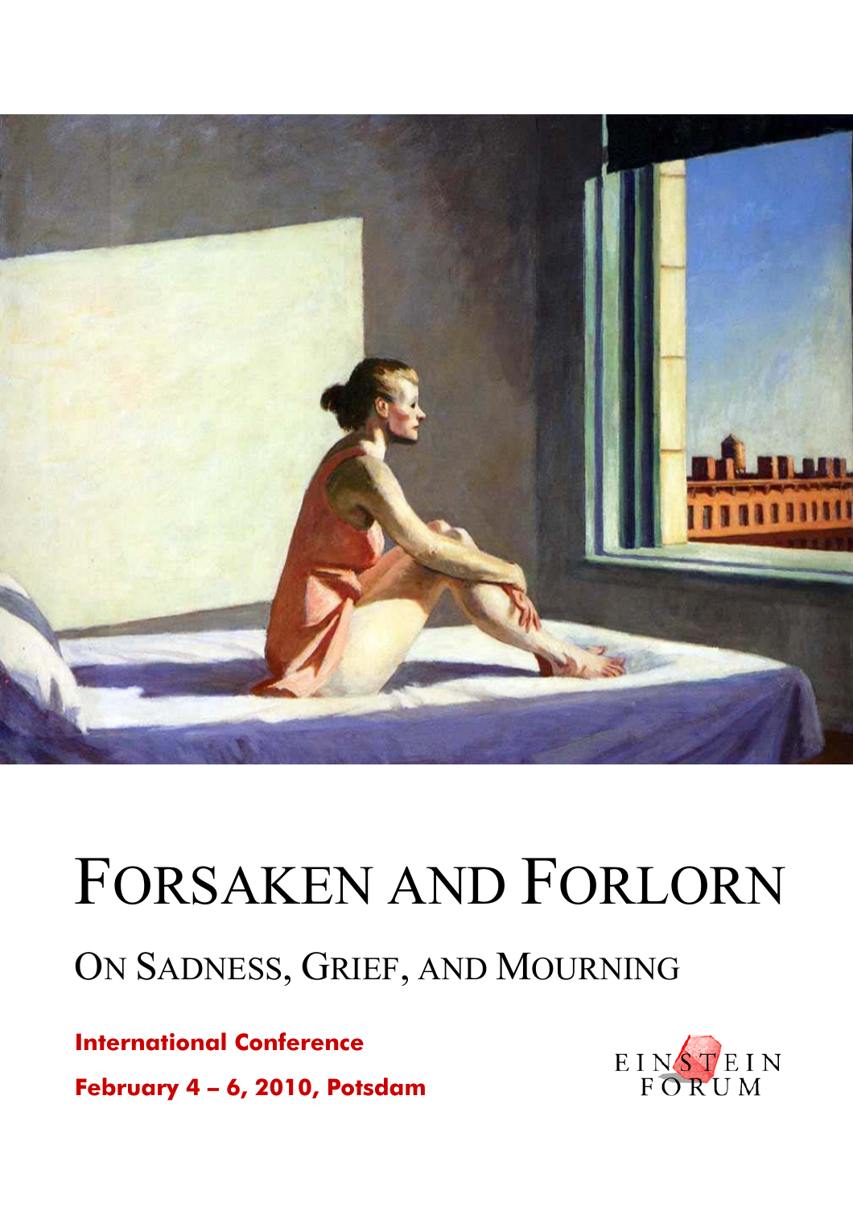# Forsaken and Forlorn

## On Sadness, Grief, and Mourning

**International Conference**

**February 4 – 6, 2010, Potsdam**

EINSTEIN FORUM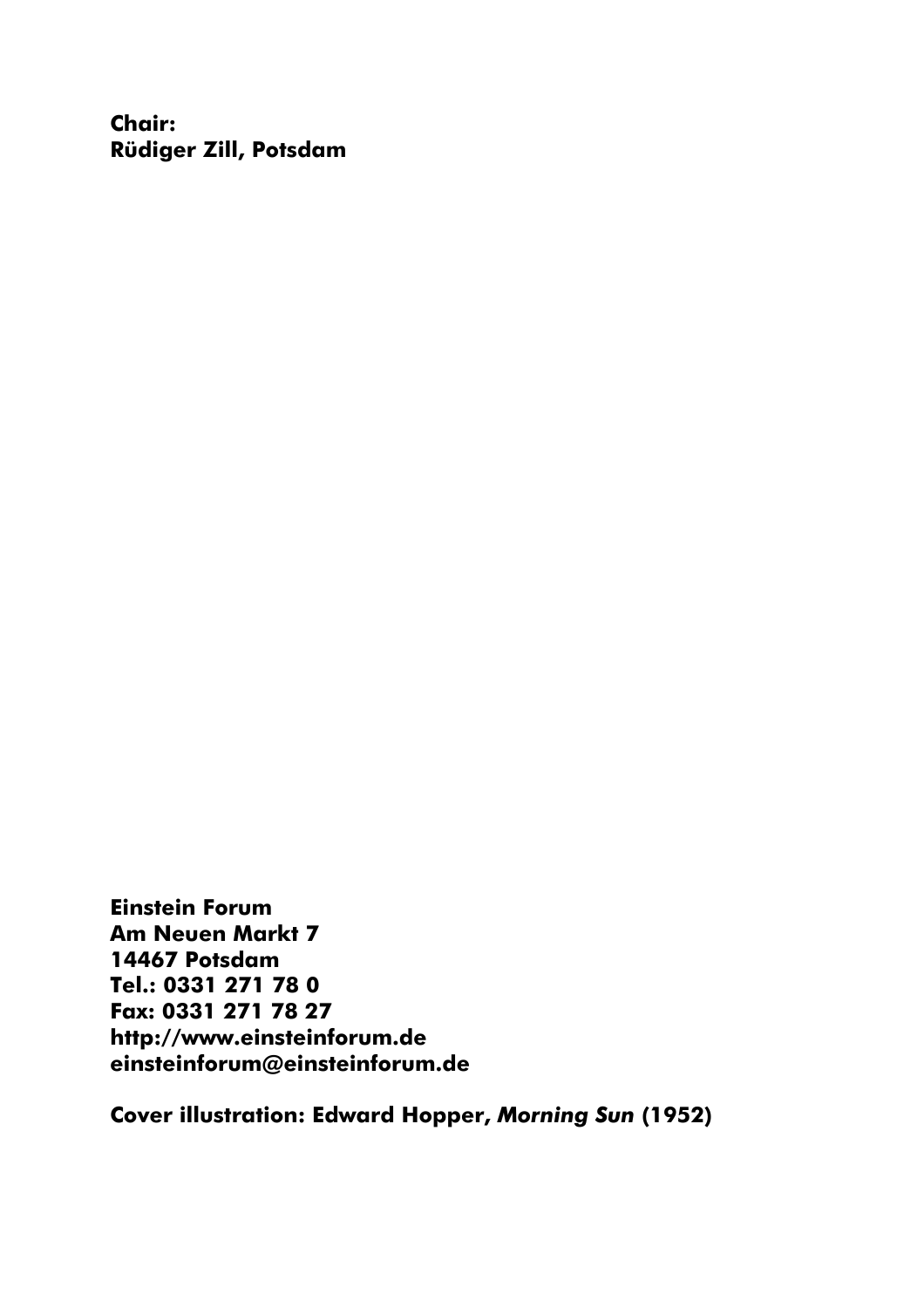**Chair:**
**Rüdiger Zill, Potsdam**

**Einstein Forum**
**Am Neuen Markt 7**
**14467 Potsdam**
**Tel.: 0331 271 78 0**
**Fax: 0331 271 78 27**
**http://www.einsteinforum.de**
**einsteinforum@einsteinforum.de**

**Cover illustration: Edward Hopper, *Morning Sun* (1952)**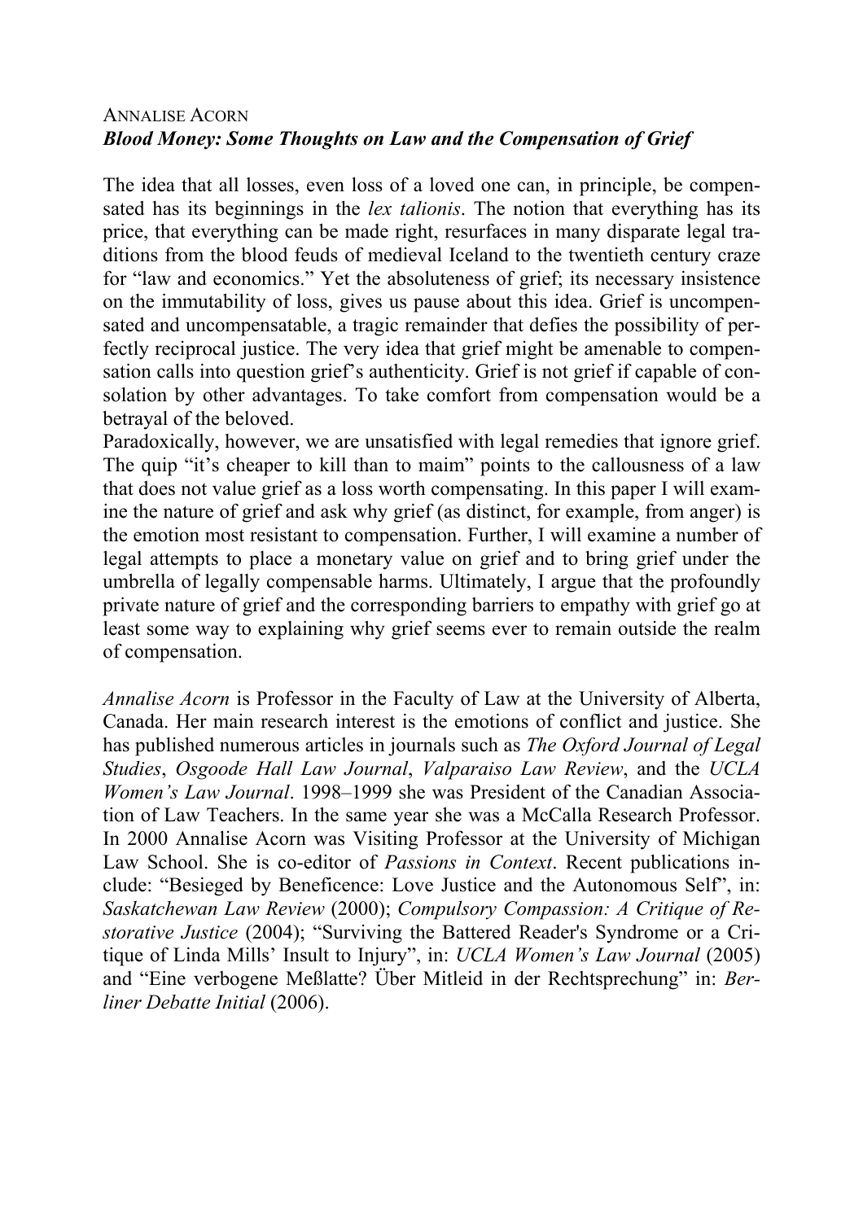ANNALISE ACORN

***Blood Money: Some Thoughts on Law and the Compensation of Grief***

The idea that all losses, even loss of a loved one can, in principle, be compensated has its beginnings in the *lex talionis*. The notion that everything has its price, that everything can be made right, resurfaces in many disparate legal traditions from the blood feuds of medieval Iceland to the twentieth century craze for "law and economics." Yet the absoluteness of grief; its necessary insistence on the immutability of loss, gives us pause about this idea. Grief is uncompensated and uncompensatable, a tragic remainder that defies the possibility of perfectly reciprocal justice. The very idea that grief might be amenable to compensation calls into question grief's authenticity. Grief is not grief if capable of consolation by other advantages. To take comfort from compensation would be a betrayal of the beloved.

Paradoxically, however, we are unsatisfied with legal remedies that ignore grief. The quip "it's cheaper to kill than to maim" points to the callousness of a law that does not value grief as a loss worth compensating. In this paper I will examine the nature of grief and ask why grief (as distinct, for example, from anger) is the emotion most resistant to compensation. Further, I will examine a number of legal attempts to place a monetary value on grief and to bring grief under the umbrella of legally compensable harms. Ultimately, I argue that the profoundly private nature of grief and the corresponding barriers to empathy with grief go at least some way to explaining why grief seems ever to remain outside the realm of compensation.

*Annalise Acorn* is Professor in the Faculty of Law at the University of Alberta, Canada. Her main research interest is the emotions of conflict and justice. She has published numerous articles in journals such as *The Oxford Journal of Legal Studies*, *Osgoode Hall Law Journal*, *Valparaiso Law Review*, and the *UCLA Women's Law Journal*. 1998–1999 she was President of the Canadian Association of Law Teachers. In the same year she was a McCalla Research Professor. In 2000 Annalise Acorn was Visiting Professor at the University of Michigan Law School. She is co-editor of *Passions in Context*. Recent publications include: "Besieged by Beneficence: Love Justice and the Autonomous Self", in: *Saskatchewan Law Review* (2000); *Compulsory Compassion: A Critique of Restorative Justice* (2004); "Surviving the Battered Reader's Syndrome or a Critique of Linda Mills' Insult to Injury", in: *UCLA Women's Law Journal* (2005) and "Eine verbogene Meßlatte? Über Mitleid in der Rechtsprechung" in: *Berliner Debatte Initial* (2006).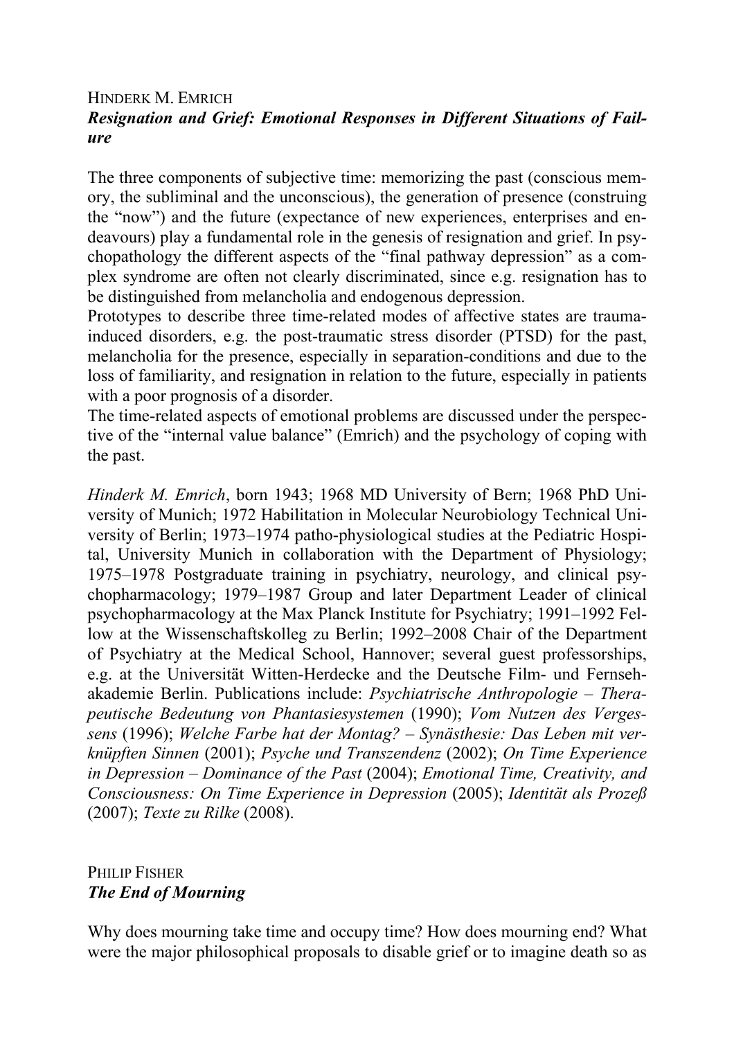Hinderk M. Emrich

***Resignation and Grief: Emotional Responses in Different Situations of Failure***

The three components of subjective time: memorizing the past (conscious memory, the subliminal and the unconscious), the generation of presence (construing the "now") and the future (expectance of new experiences, enterprises and endeavours) play a fundamental role in the genesis of resignation and grief. In psychopathology the different aspects of the "final pathway depression" as a complex syndrome are often not clearly discriminated, since e.g. resignation has to be distinguished from melancholia and endogenous depression.
Prototypes to describe three time-related modes of affective states are trauma-induced disorders, e.g. the post-traumatic stress disorder (PTSD) for the past, melancholia for the presence, especially in separation-conditions and due to the loss of familiarity, and resignation in relation to the future, especially in patients with a poor prognosis of a disorder.
The time-related aspects of emotional problems are discussed under the perspective of the "internal value balance" (Emrich) and the psychology of coping with the past.

*Hinderk M. Emrich*, born 1943; 1968 MD University of Bern; 1968 PhD University of Munich; 1972 Habilitation in Molecular Neurobiology Technical University of Berlin; 1973–1974 patho-physiological studies at the Pediatric Hospital, University Munich in collaboration with the Department of Physiology; 1975–1978 Postgraduate training in psychiatry, neurology, and clinical psychopharmacology; 1979–1987 Group and later Department Leader of clinical psychopharmacology at the Max Planck Institute for Psychiatry; 1991–1992 Fellow at the Wissenschaftskolleg zu Berlin; 1992–2008 Chair of the Department of Psychiatry at the Medical School, Hannover; several guest professorships, e.g. at the Universität Witten-Herdecke and the Deutsche Film- und Fernsehakademie Berlin. Publications include: *Psychiatrische Anthropologie – Therapeutische Bedeutung von Phantasiesystemen* (1990); *Vom Nutzen des Vergessens* (1996); *Welche Farbe hat der Montag? – Synästhesie: Das Leben mit verknüpften Sinnen* (2001); *Psyche und Transzendenz* (2002); *On Time Experience in Depression – Dominance of the Past* (2004); *Emotional Time, Creativity, and Consciousness: On Time Experience in Depression* (2005); *Identität als Prozeß* (2007); *Texte zu Rilke* (2008).

Philip Fisher

***The End of Mourning***

Why does mourning take time and occupy time? How does mourning end? What were the major philosophical proposals to disable grief or to imagine death so as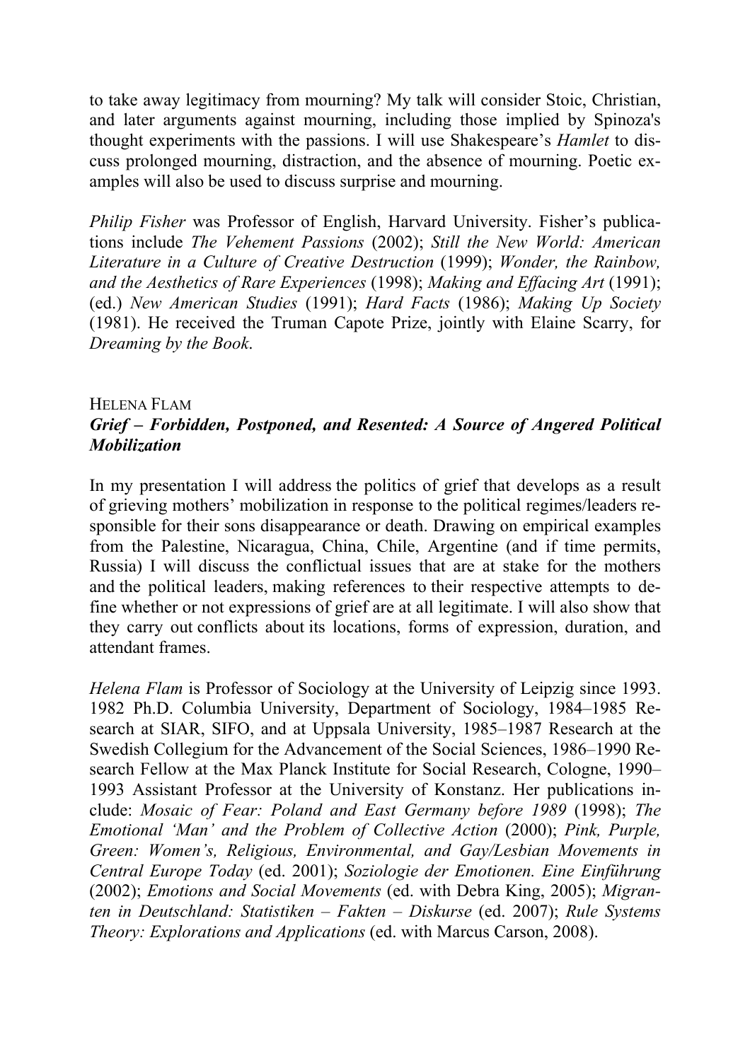to take away legitimacy from mourning? My talk will consider Stoic, Christian, and later arguments against mourning, including those implied by Spinoza's thought experiments with the passions. I will use Shakespeare's *Hamlet* to discuss prolonged mourning, distraction, and the absence of mourning. Poetic examples will also be used to discuss surprise and mourning.

*Philip Fisher* was Professor of English, Harvard University. Fisher's publications include *The Vehement Passions* (2002); *Still the New World: American Literature in a Culture of Creative Destruction* (1999); *Wonder, the Rainbow, and the Aesthetics of Rare Experiences* (1998); *Making and Effacing Art* (1991); (ed.) *New American Studies* (1991); *Hard Facts* (1986); *Making Up Society* (1981). He received the Truman Capote Prize, jointly with Elaine Scarry, for *Dreaming by the Book*.

HELENA FLAM

### *Grief – Forbidden, Postponed, and Resented: A Source of Angered Political Mobilization*

In my presentation I will address the politics of grief that develops as a result of grieving mothers' mobilization in response to the political regimes/leaders responsible for their sons disappearance or death. Drawing on empirical examples from the Palestine, Nicaragua, China, Chile, Argentine (and if time permits, Russia) I will discuss the conflictual issues that are at stake for the mothers and the political leaders, making references to their respective attempts to define whether or not expressions of grief are at all legitimate. I will also show that they carry out conflicts about its locations, forms of expression, duration, and attendant frames.

*Helena Flam* is Professor of Sociology at the University of Leipzig since 1993. 1982 Ph.D. Columbia University, Department of Sociology, 1984–1985 Research at SIAR, SIFO, and at Uppsala University, 1985–1987 Research at the Swedish Collegium for the Advancement of the Social Sciences, 1986–1990 Research Fellow at the Max Planck Institute for Social Research, Cologne, 1990–1993 Assistant Professor at the University of Konstanz. Her publications include: *Mosaic of Fear: Poland and East Germany before 1989* (1998); *The Emotional 'Man' and the Problem of Collective Action* (2000); *Pink, Purple, Green: Women's, Religious, Environmental, and Gay/Lesbian Movements in Central Europe Today* (ed. 2001); *Soziologie der Emotionen. Eine Einführung* (2002); *Emotions and Social Movements* (ed. with Debra King, 2005); *Migranten in Deutschland: Statistiken – Fakten – Diskurse* (ed. 2007); *Rule Systems Theory: Explorations and Applications* (ed. with Marcus Carson, 2008).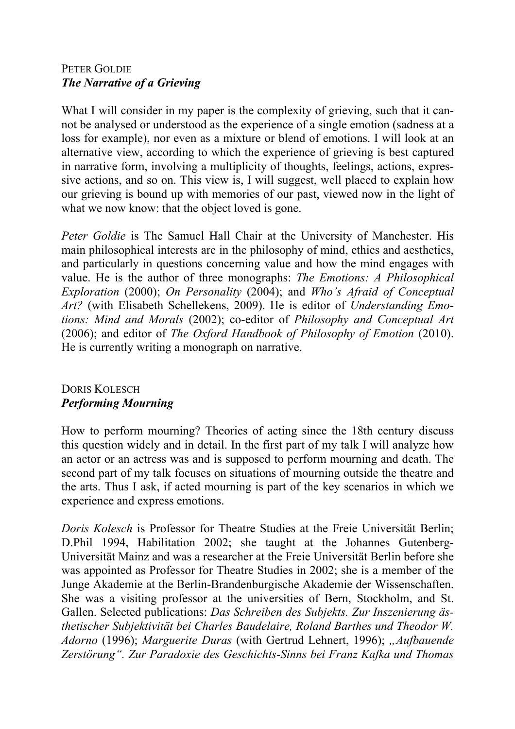## Peter Goldie
### *The Narrative of a Grieving*

What I will consider in my paper is the complexity of grieving, such that it cannot be analysed or understood as the experience of a single emotion (sadness at a loss for example), nor even as a mixture or blend of emotions. I will look at an alternative view, according to which the experience of grieving is best captured in narrative form, involving a multiplicity of thoughts, feelings, actions, expressive actions, and so on. This view is, I will suggest, well placed to explain how our grieving is bound up with memories of our past, viewed now in the light of what we now know: that the object loved is gone.

*Peter Goldie* is The Samuel Hall Chair at the University of Manchester. His main philosophical interests are in the philosophy of mind, ethics and aesthetics, and particularly in questions concerning value and how the mind engages with value. He is the author of three monographs: *The Emotions: A Philosophical Exploration* (2000); *On Personality* (2004); and *Who's Afraid of Conceptual Art?* (with Elisabeth Schellekens, 2009). He is editor of *Understanding Emotions: Mind and Morals* (2002); co-editor of *Philosophy and Conceptual Art* (2006); and editor of *The Oxford Handbook of Philosophy of Emotion* (2010). He is currently writing a monograph on narrative.

## Doris Kolesch
### *Performing Mourning*

How to perform mourning? Theories of acting since the 18th century discuss this question widely and in detail. In the first part of my talk I will analyze how an actor or an actress was and is supposed to perform mourning and death. The second part of my talk focuses on situations of mourning outside the theatre and the arts. Thus I ask, if acted mourning is part of the key scenarios in which we experience and express emotions.

*Doris Kolesch* is Professor for Theatre Studies at the Freie Universität Berlin; D.Phil 1994, Habilitation 2002; she taught at the Johannes Gutenberg-Universität Mainz and was a researcher at the Freie Universität Berlin before she was appointed as Professor for Theatre Studies in 2002; she is a member of the Junge Akademie at the Berlin-Brandenburgische Akademie der Wissenschaften. She was a visiting professor at the universities of Bern, Stockholm, and St. Gallen. Selected publications: *Das Schreiben des Subjekts. Zur Inszenierung ästhetischer Subjektivität bei Charles Baudelaire, Roland Barthes und Theodor W. Adorno* (1996); *Marguerite Duras* (with Gertrud Lehnert, 1996); *„Aufbauende Zerstörung". Zur Paradoxie des Geschichts-Sinns bei Franz Kafka und Thomas*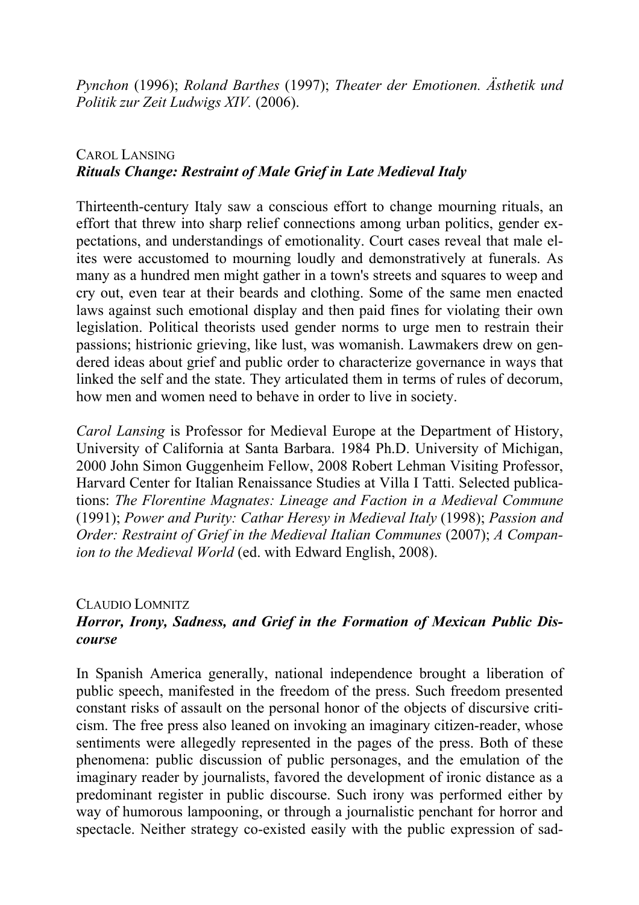*Pynchon* (1996); *Roland Barthes* (1997); *Theater der Emotionen. Ästhetik und Politik zur Zeit Ludwigs XIV.* (2006).

CAROL LANSING

***Rituals Change: Restraint of Male Grief in Late Medieval Italy***

Thirteenth-century Italy saw a conscious effort to change mourning rituals, an effort that threw into sharp relief connections among urban politics, gender expectations, and understandings of emotionality. Court cases reveal that male elites were accustomed to mourning loudly and demonstratively at funerals. As many as a hundred men might gather in a town's streets and squares to weep and cry out, even tear at their beards and clothing. Some of the same men enacted laws against such emotional display and then paid fines for violating their own legislation. Political theorists used gender norms to urge men to restrain their passions; histrionic grieving, like lust, was womanish. Lawmakers drew on gendered ideas about grief and public order to characterize governance in ways that linked the self and the state. They articulated them in terms of rules of decorum, how men and women need to behave in order to live in society.

*Carol Lansing* is Professor for Medieval Europe at the Department of History, University of California at Santa Barbara. 1984 Ph.D. University of Michigan, 2000 John Simon Guggenheim Fellow, 2008 Robert Lehman Visiting Professor, Harvard Center for Italian Renaissance Studies at Villa I Tatti. Selected publications: *The Florentine Magnates: Lineage and Faction in a Medieval Commune* (1991); *Power and Purity: Cathar Heresy in Medieval Italy* (1998); *Passion and Order: Restraint of Grief in the Medieval Italian Communes* (2007); *A Companion to the Medieval World* (ed. with Edward English, 2008).

CLAUDIO LOMNITZ

***Horror, Irony, Sadness, and Grief in the Formation of Mexican Public Discourse***

In Spanish America generally, national independence brought a liberation of public speech, manifested in the freedom of the press. Such freedom presented constant risks of assault on the personal honor of the objects of discursive criticism. The free press also leaned on invoking an imaginary citizen-reader, whose sentiments were allegedly represented in the pages of the press. Both of these phenomena: public discussion of public personages, and the emulation of the imaginary reader by journalists, favored the development of ironic distance as a predominant register in public discourse. Such irony was performed either by way of humorous lampooning, or through a journalistic penchant for horror and spectacle. Neither strategy co-existed easily with the public expression of sad-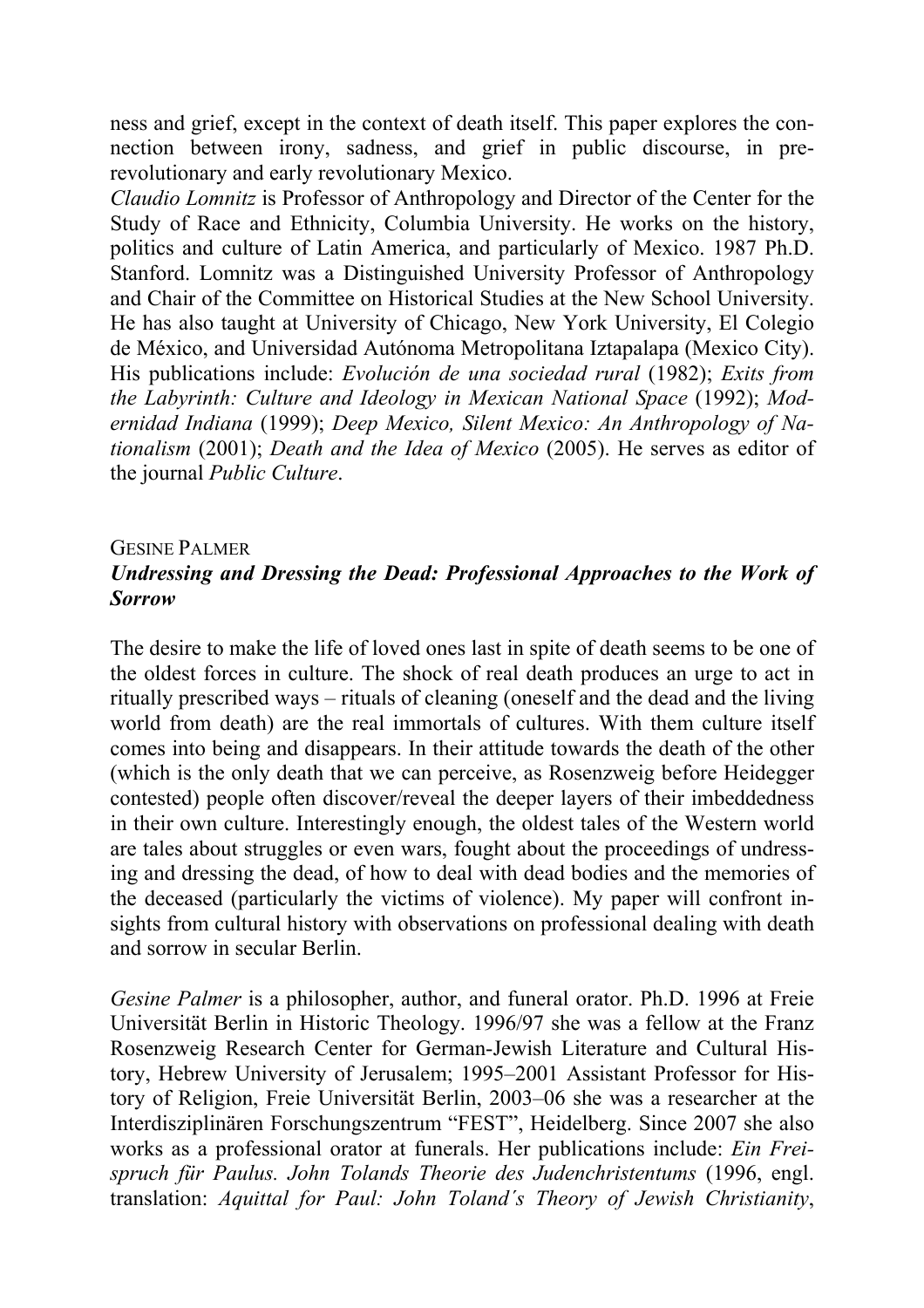ness and grief, except in the context of death itself. This paper explores the connection between irony, sadness, and grief in public discourse, in pre-revolutionary and early revolutionary Mexico.

*Claudio Lomnitz* is Professor of Anthropology and Director of the Center for the Study of Race and Ethnicity, Columbia University. He works on the history, politics and culture of Latin America, and particularly of Mexico. 1987 Ph.D. Stanford. Lomnitz was a Distinguished University Professor of Anthropology and Chair of the Committee on Historical Studies at the New School University. He has also taught at University of Chicago, New York University, El Colegio de México, and Universidad Autónoma Metropolitana Iztapalapa (Mexico City). His publications include: *Evolución de una sociedad rural* (1982); *Exits from the Labyrinth: Culture and Ideology in Mexican National Space* (1992); *Modernidad Indiana* (1999); *Deep Mexico, Silent Mexico: An Anthropology of Nationalism* (2001); *Death and the Idea of Mexico* (2005). He serves as editor of the journal *Public Culture*.

GESINE PALMER

***Undressing and Dressing the Dead: Professional Approaches to the Work of Sorrow***

The desire to make the life of loved ones last in spite of death seems to be one of the oldest forces in culture. The shock of real death produces an urge to act in ritually prescribed ways – rituals of cleaning (oneself and the dead and the living world from death) are the real immortals of cultures. With them culture itself comes into being and disappears. In their attitude towards the death of the other (which is the only death that we can perceive, as Rosenzweig before Heidegger contested) people often discover/reveal the deeper layers of their imbeddedness in their own culture. Interestingly enough, the oldest tales of the Western world are tales about struggles or even wars, fought about the proceedings of undressing and dressing the dead, of how to deal with dead bodies and the memories of the deceased (particularly the victims of violence). My paper will confront insights from cultural history with observations on professional dealing with death and sorrow in secular Berlin.

*Gesine Palmer* is a philosopher, author, and funeral orator. Ph.D. 1996 at Freie Universität Berlin in Historic Theology. 1996/97 she was a fellow at the Franz Rosenzweig Research Center for German-Jewish Literature and Cultural History, Hebrew University of Jerusalem; 1995–2001 Assistant Professor for History of Religion, Freie Universität Berlin, 2003–06 she was a researcher at the Interdisziplinären Forschungszentrum "FEST", Heidelberg. Since 2007 she also works as a professional orator at funerals. Her publications include: *Ein Freispruch für Paulus. John Tolands Theorie des Judenchristentums* (1996, engl. translation: *Aquittal for Paul: John Toland's Theory of Jewish Christianity*,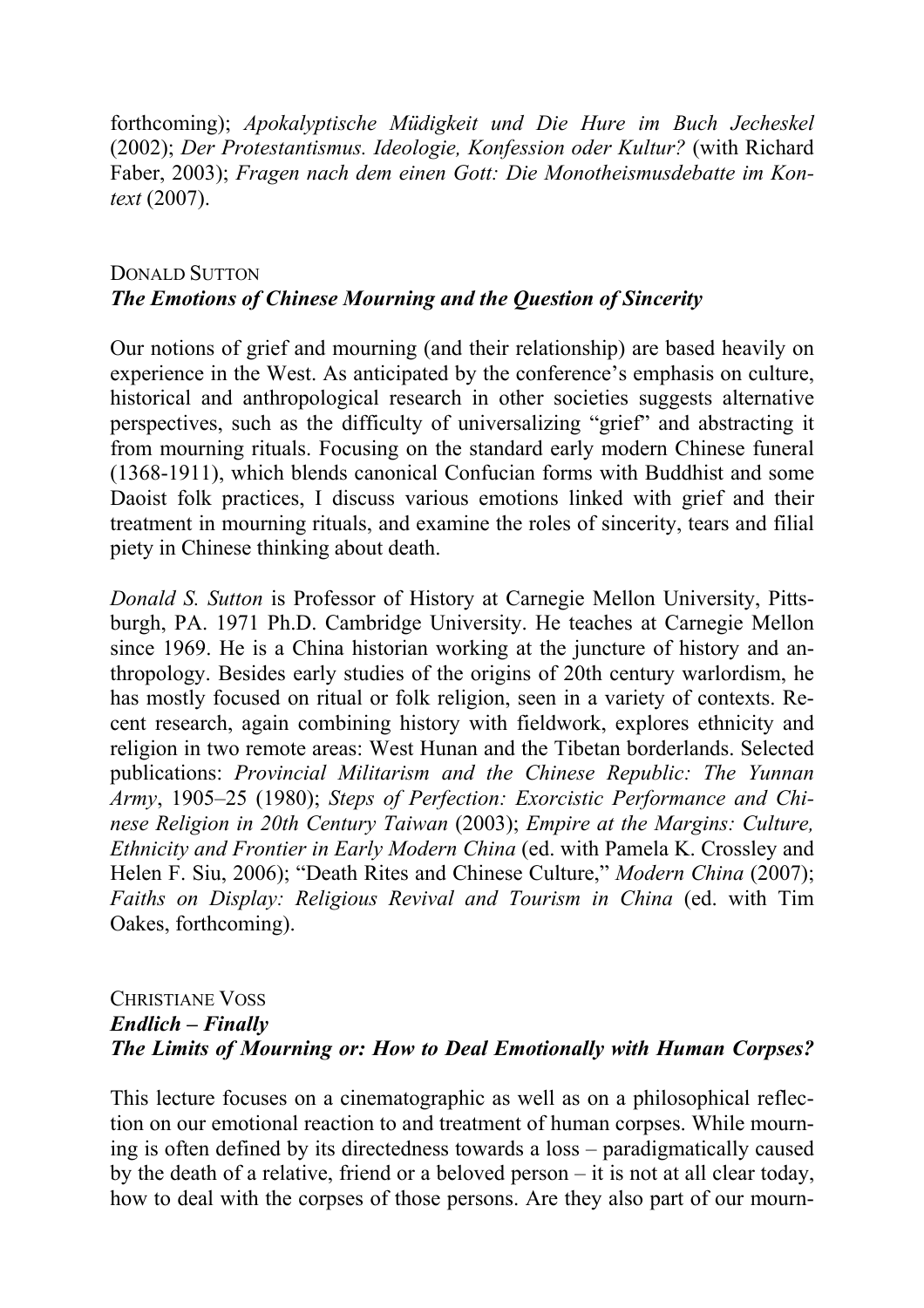forthcoming); *Apokalyptische Müdigkeit und Die Hure im Buch Jecheskel* (2002); *Der Protestantismus. Ideologie, Konfession oder Kultur?* (with Richard Faber, 2003); *Fragen nach dem einen Gott: Die Monotheismusdebatte im Kontext* (2007).

### DONALD SUTTON
### *The Emotions of Chinese Mourning and the Question of Sincerity*

Our notions of grief and mourning (and their relationship) are based heavily on experience in the West. As anticipated by the conference's emphasis on culture, historical and anthropological research in other societies suggests alternative perspectives, such as the difficulty of universalizing "grief" and abstracting it from mourning rituals. Focusing on the standard early modern Chinese funeral (1368-1911), which blends canonical Confucian forms with Buddhist and some Daoist folk practices, I discuss various emotions linked with grief and their treatment in mourning rituals, and examine the roles of sincerity, tears and filial piety in Chinese thinking about death.

*Donald S. Sutton* is Professor of History at Carnegie Mellon University, Pittsburgh, PA. 1971 Ph.D. Cambridge University. He teaches at Carnegie Mellon since 1969. He is a China historian working at the juncture of history and anthropology. Besides early studies of the origins of 20th century warlordism, he has mostly focused on ritual or folk religion, seen in a variety of contexts. Recent research, again combining history with fieldwork, explores ethnicity and religion in two remote areas: West Hunan and the Tibetan borderlands. Selected publications: *Provincial Militarism and the Chinese Republic: The Yunnan Army*, 1905–25 (1980); *Steps of Perfection: Exorcistic Performance and Chinese Religion in 20th Century Taiwan* (2003); *Empire at the Margins: Culture, Ethnicity and Frontier in Early Modern China* (ed. with Pamela K. Crossley and Helen F. Siu, 2006); "Death Rites and Chinese Culture," *Modern China* (2007); *Faiths on Display: Religious Revival and Tourism in China* (ed. with Tim Oakes, forthcoming).

### CHRISTIANE VOSS
### *Endlich – Finally*
### *The Limits of Mourning or: How to Deal Emotionally with Human Corpses?*

This lecture focuses on a cinematographic as well as on a philosophical reflection on our emotional reaction to and treatment of human corpses. While mourning is often defined by its directedness towards a loss – paradigmatically caused by the death of a relative, friend or a beloved person – it is not at all clear today, how to deal with the corpses of those persons. Are they also part of our mourn-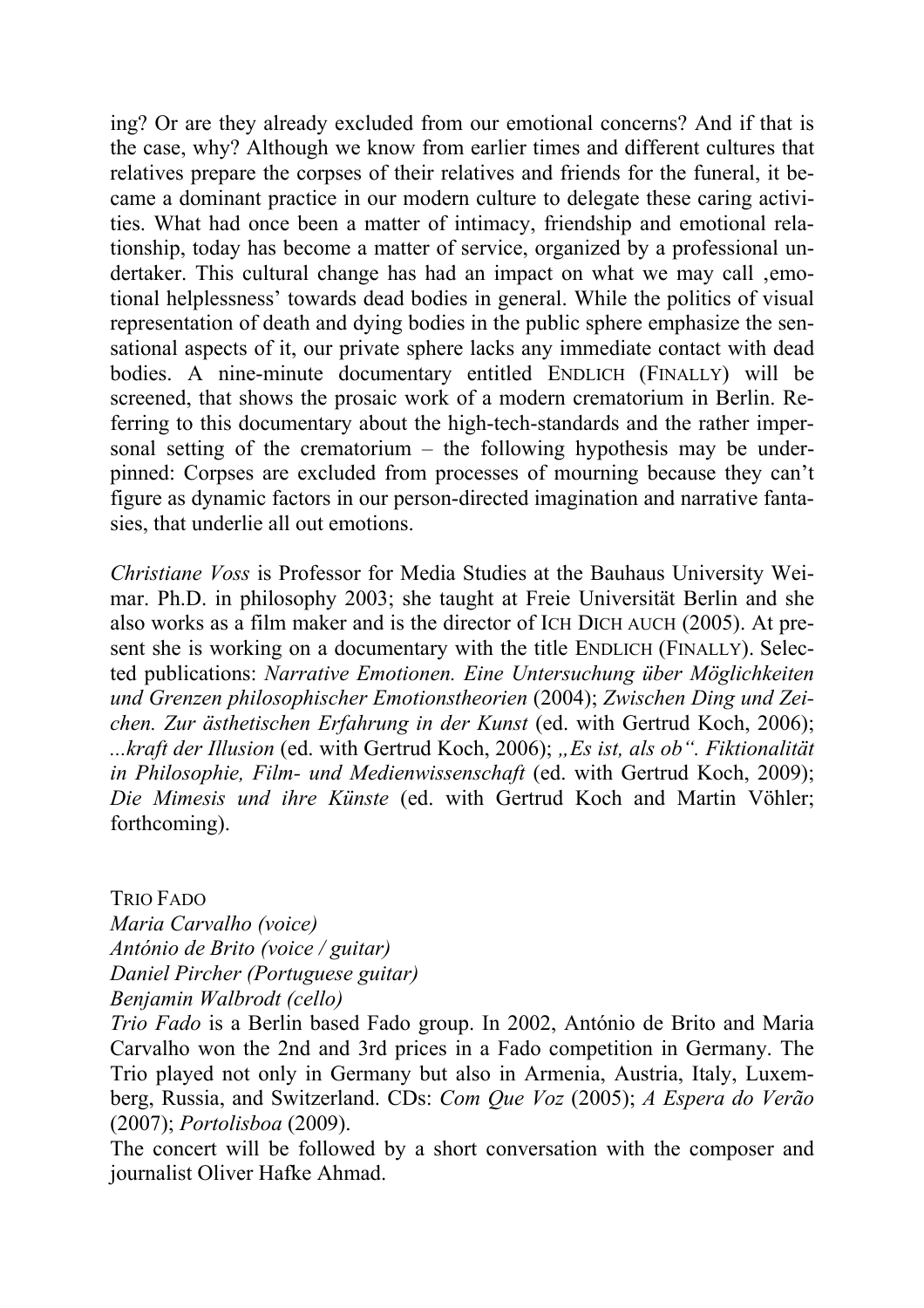ing? Or are they already excluded from our emotional concerns? And if that is the case, why? Although we know from earlier times and different cultures that relatives prepare the corpses of their relatives and friends for the funeral, it became a dominant practice in our modern culture to delegate these caring activities. What had once been a matter of intimacy, friendship and emotional relationship, today has become a matter of service, organized by a professional undertaker. This cultural change has had an impact on what we may call ‚emotional helplessness' towards dead bodies in general. While the politics of visual representation of death and dying bodies in the public sphere emphasize the sensational aspects of it, our private sphere lacks any immediate contact with dead bodies. A nine-minute documentary entitled ENDLICH (FINALLY) will be screened, that shows the prosaic work of a modern crematorium in Berlin. Referring to this documentary about the high-tech-standards and the rather impersonal setting of the crematorium – the following hypothesis may be underpinned: Corpses are excluded from processes of mourning because they can't figure as dynamic factors in our person-directed imagination and narrative fantasies, that underlie all out emotions.

*Christiane Voss* is Professor for Media Studies at the Bauhaus University Weimar. Ph.D. in philosophy 2003; she taught at Freie Universität Berlin and she also works as a film maker and is the director of ICH DICH AUCH (2005). At present she is working on a documentary with the title ENDLICH (FINALLY). Selected publications: *Narrative Emotionen. Eine Untersuchung über Möglichkeiten und Grenzen philosophischer Emotionstheorien* (2004); *Zwischen Ding und Zeichen. Zur ästhetischen Erfahrung in der Kunst* (ed. with Gertrud Koch, 2006); *...kraft der Illusion* (ed. with Gertrud Koch, 2006); *„Es ist, als ob". Fiktionalität in Philosophie, Film- und Medienwissenschaft* (ed. with Gertrud Koch, 2009); *Die Mimesis und ihre Künste* (ed. with Gertrud Koch and Martin Vöhler; forthcoming).

TRIO FADO

*Maria Carvalho (voice)*
*António de Brito (voice / guitar)*
*Daniel Pircher (Portuguese guitar)*
*Benjamin Walbrodt (cello)*

*Trio Fado* is a Berlin based Fado group. In 2002, António de Brito and Maria Carvalho won the 2nd and 3rd prices in a Fado competition in Germany. The Trio played not only in Germany but also in Armenia, Austria, Italy, Luxemberg, Russia, and Switzerland. CDs: *Com Que Voz* (2005); *A Espera do Verão* (2007); *Portolisboa* (2009).

The concert will be followed by a short conversation with the composer and journalist Oliver Hafke Ahmad.